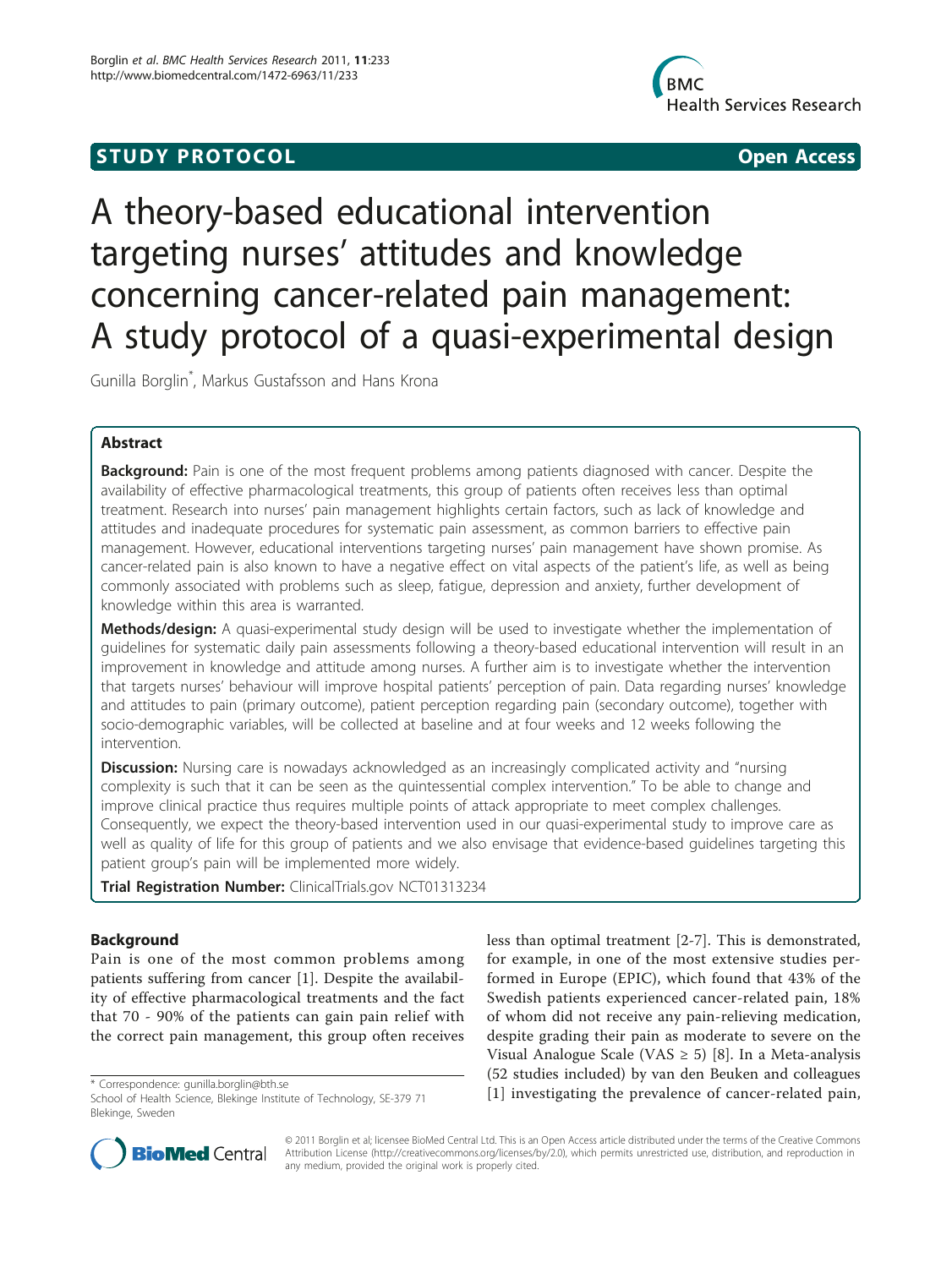STUDY PROTOCOL Open Access

# A theory-based educational intervention targeting nurses' attitudes and knowledge concerning cancer-related pain management: A study protocol of a quasi-experimental design

Gunilla Borglin*, Markus Gustafsson and Hans Krona

## Abstract

**Background:** Pain is one of the most frequent problems among patients diagnosed with cancer. Despite the availability of effective pharmacological treatments, this group of patients often receives less than optimal treatment. Research into nurses' pain management highlights certain factors, such as lack of knowledge and attitudes and inadequate procedures for systematic pain assessment, as common barriers to effective pain management. However, educational interventions targeting nurses' pain management have shown promise. As cancer-related pain is also known to have a negative effect on vital aspects of the patient's life, as well as being commonly associated with problems such as sleep, fatigue, depression and anxiety, further development of knowledge within this area is warranted.

**Methods/design:** A quasi-experimental study design will be used to investigate whether the implementation of guidelines for systematic daily pain assessments following a theory-based educational intervention will result in an improvement in knowledge and attitude among nurses. A further aim is to investigate whether the intervention that targets nurses' behaviour will improve hospital patients' perception of pain. Data regarding nurses' knowledge and attitudes to pain (primary outcome), patient perception regarding pain (secondary outcome), together with socio-demographic variables, will be collected at baseline and at four weeks and 12 weeks following the intervention.

**Discussion:** Nursing care is nowadays acknowledged as an increasingly complicated activity and "nursing complexity is such that it can be seen as the quintessential complex intervention." To be able to change and improve clinical practice thus requires multiple points of attack appropriate to meet complex challenges. Consequently, we expect the theory-based intervention used in our quasi-experimental study to improve care as well as quality of life for this group of patients and we also envisage that evidence-based guidelines targeting this patient group's pain will be implemented more widely.

**Trial Registration Number:** ClinicalTrials.gov NCT01313234

## Background

Pain is one of the most common problems among patients suffering from cancer [1]. Despite the availability of effective pharmacological treatments and the fact that 70 - 90% of the patients can gain pain relief with the correct pain management, this group often receives less than optimal treatment [2-7]. This is demonstrated, for example, in one of the most extensive studies performed in Europe (EPIC), which found that 43% of the Swedish patients experienced cancer-related pain, 18% of whom did not receive any pain-relieving medication, despite grading their pain as moderate to severe on the Visual Analogue Scale (VAS ≥ 5) [8]. In a Meta-analysis (52 studies included) by van den Beuken and colleagues [1] investigating the prevalence of cancer-related pain,

\* Correspondence: gunilla.borglin@bth.se
School of Health Science, Blekinge Institute of Technology, SE-379 71 Blekinge, Sweden

© 2011 Borglin et al; licensee BioMed Central Ltd. This is an Open Access article distributed under the terms of the Creative Commons Attribution License (http://creativecommons.org/licenses/by/2.0), which permits unrestricted use, distribution, and reproduction in any medium, provided the original work is properly cited.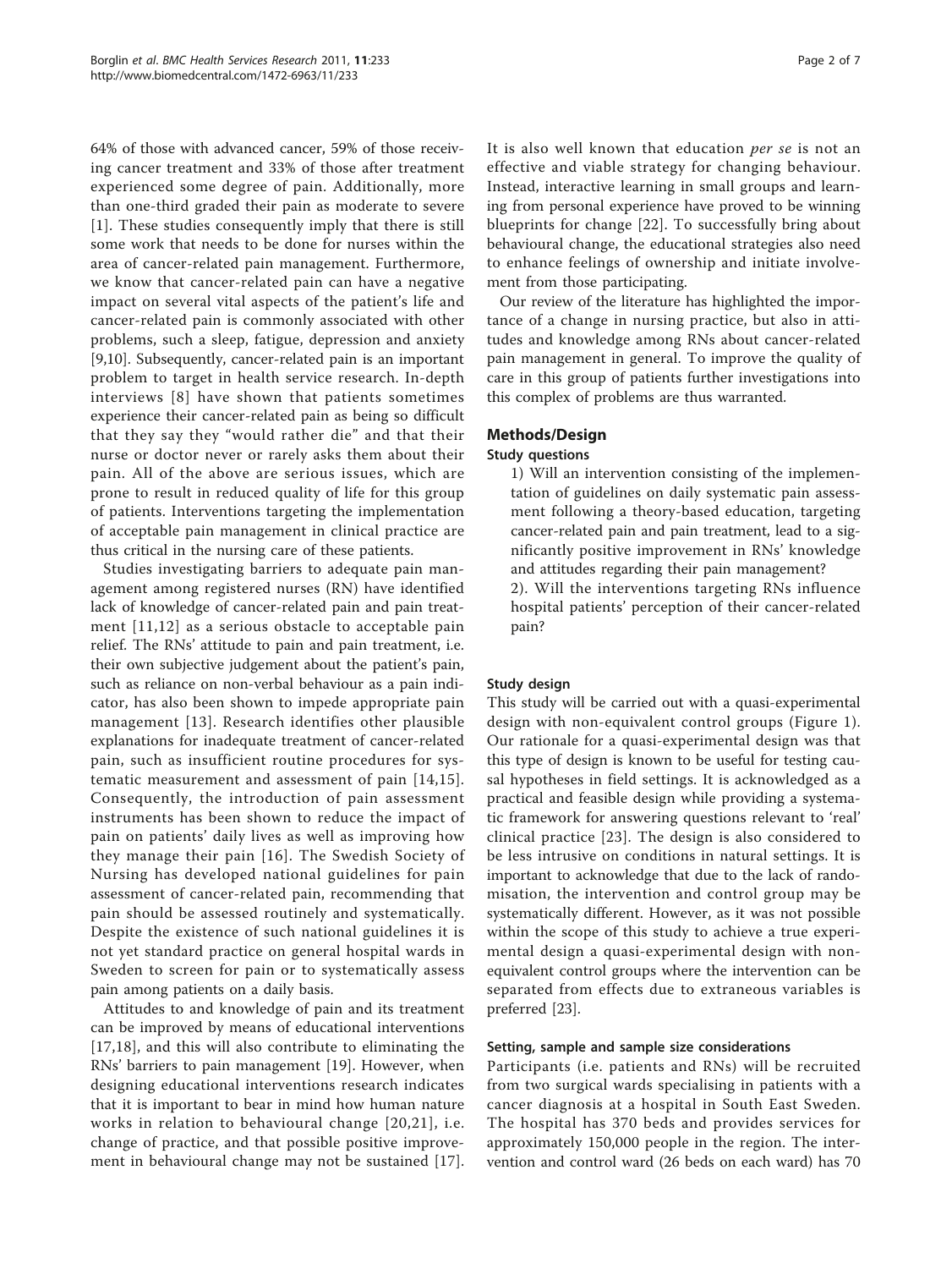64% of those with advanced cancer, 59% of those receiving cancer treatment and 33% of those after treatment experienced some degree of pain. Additionally, more than one-third graded their pain as moderate to severe [1]. These studies consequently imply that there is still some work that needs to be done for nurses within the area of cancer-related pain management. Furthermore, we know that cancer-related pain can have a negative impact on several vital aspects of the patient's life and cancer-related pain is commonly associated with other problems, such a sleep, fatigue, depression and anxiety [9,10]. Subsequently, cancer-related pain is an important problem to target in health service research. In-depth interviews [8] have shown that patients sometimes experience their cancer-related pain as being so difficult that they say they "would rather die" and that their nurse or doctor never or rarely asks them about their pain. All of the above are serious issues, which are prone to result in reduced quality of life for this group of patients. Interventions targeting the implementation of acceptable pain management in clinical practice are thus critical in the nursing care of these patients.

Studies investigating barriers to adequate pain management among registered nurses (RN) have identified lack of knowledge of cancer-related pain and pain treatment [11,12] as a serious obstacle to acceptable pain relief. The RNs' attitude to pain and pain treatment, i.e. their own subjective judgement about the patient's pain, such as reliance on non-verbal behaviour as a pain indicator, has also been shown to impede appropriate pain management [13]. Research identifies other plausible explanations for inadequate treatment of cancer-related pain, such as insufficient routine procedures for systematic measurement and assessment of pain [14,15]. Consequently, the introduction of pain assessment instruments has been shown to reduce the impact of pain on patients' daily lives as well as improving how they manage their pain [16]. The Swedish Society of Nursing has developed national guidelines for pain assessment of cancer-related pain, recommending that pain should be assessed routinely and systematically. Despite the existence of such national guidelines it is not yet standard practice on general hospital wards in Sweden to screen for pain or to systematically assess pain among patients on a daily basis.

Attitudes to and knowledge of pain and its treatment can be improved by means of educational interventions [17,18], and this will also contribute to eliminating the RNs' barriers to pain management [19]. However, when designing educational interventions research indicates that it is important to bear in mind how human nature works in relation to behavioural change [20,21], i.e. change of practice, and that possible positive improvement in behavioural change may not be sustained [17]. It is also well known that education *per se* is not an effective and viable strategy for changing behaviour. Instead, interactive learning in small groups and learning from personal experience have proved to be winning blueprints for change [22]. To successfully bring about behavioural change, the educational strategies also need to enhance feelings of ownership and initiate involvement from those participating.

Our review of the literature has highlighted the importance of a change in nursing practice, but also in attitudes and knowledge among RNs about cancer-related pain management in general. To improve the quality of care in this group of patients further investigations into this complex of problems are thus warranted.

## Methods/Design

### Study questions

1) Will an intervention consisting of the implementation of guidelines on daily systematic pain assessment following a theory-based education, targeting cancer-related pain and pain treatment, lead to a significantly positive improvement in RNs' knowledge and attitudes regarding their pain management?

2). Will the interventions targeting RNs influence hospital patients' perception of their cancer-related pain?

### Study design

This study will be carried out with a quasi-experimental design with non-equivalent control groups (Figure 1). Our rationale for a quasi-experimental design was that this type of design is known to be useful for testing causal hypotheses in field settings. It is acknowledged as a practical and feasible design while providing a systematic framework for answering questions relevant to 'real' clinical practice [23]. The design is also considered to be less intrusive on conditions in natural settings. It is important to acknowledge that due to the lack of randomisation, the intervention and control group may be systematically different. However, as it was not possible within the scope of this study to achieve a true experimental design a quasi-experimental design with non-equivalent control groups where the intervention can be separated from effects due to extraneous variables is preferred [23].

### Setting, sample and sample size considerations

Participants (i.e. patients and RNs) will be recruited from two surgical wards specialising in patients with a cancer diagnosis at a hospital in South East Sweden. The hospital has 370 beds and provides services for approximately 150,000 people in the region. The intervention and control ward (26 beds on each ward) has 70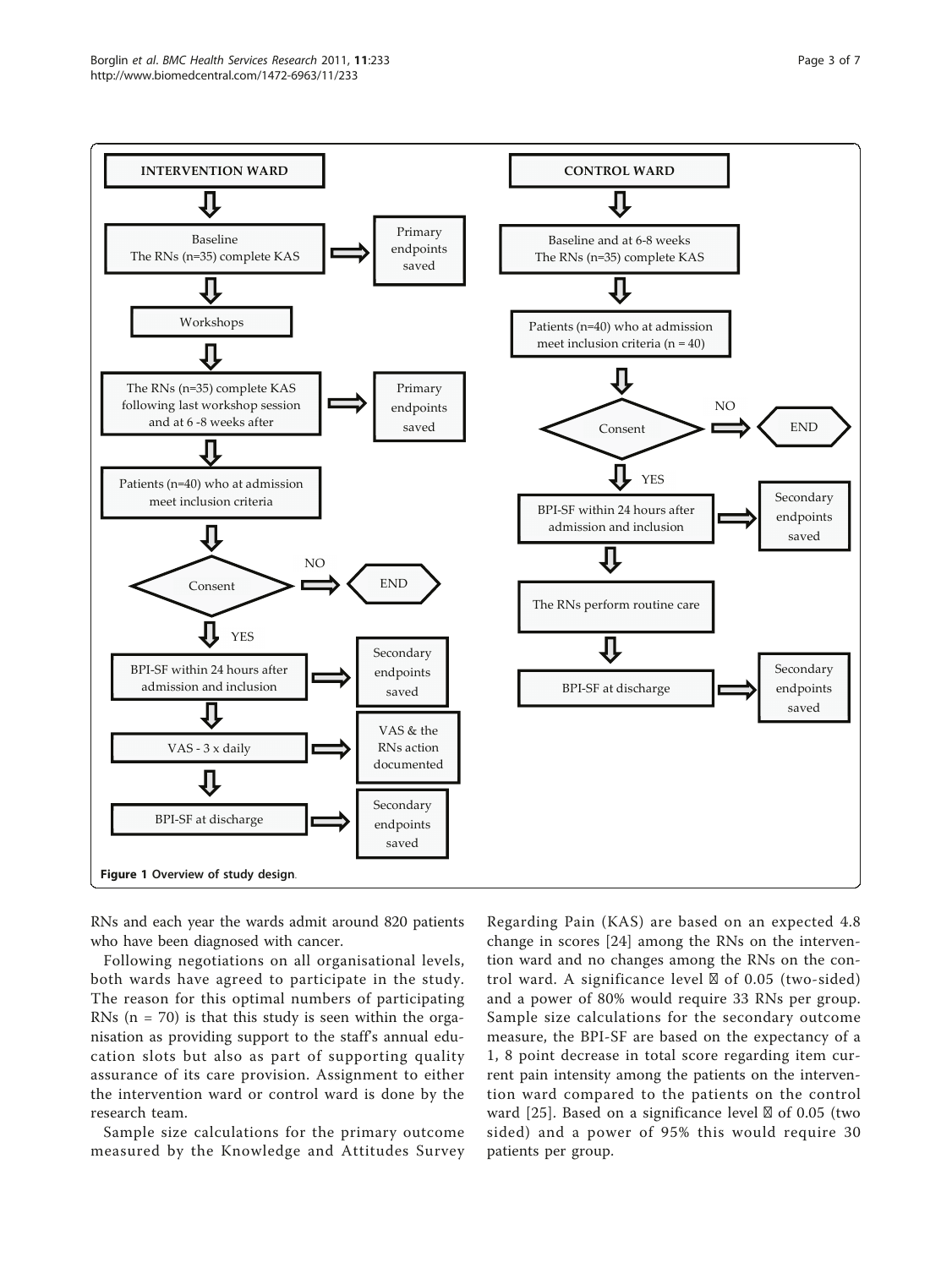**INTERVENTION WARD**

- Baseline: The RNs (n=35) complete KAS → Primary endpoints saved
- Workshops
- The RNs (n=35) complete KAS following last workshop session and at 6 -8 weeks after → Primary endpoints saved
- Patients (n=40) who at admission meet inclusion criteria
- Consent → NO → END
- YES: BPI-SF within 24 hours after admission and inclusion → Secondary endpoints saved
- VAS - 3 x daily → VAS & the RNs action documented
- BPI-SF at discharge → Secondary endpoints saved

**CONTROL WARD**

- Baseline and at 6-8 weeks: The RNs (n=35) complete KAS
- Patients (n=40) who at admission meet inclusion criteria (n = 40)
- Consent → NO → END
- YES: BPI-SF within 24 hours after admission and inclusion → Secondary endpoints saved
- The RNs perform routine care
- BPI-SF at discharge → Secondary endpoints saved

**Figure 1 Overview of study design**.

RNs and each year the wards admit around 820 patients who have been diagnosed with cancer.

Following negotiations on all organisational levels, both wards have agreed to participate in the study. The reason for this optimal numbers of participating RNs (n = 70) is that this study is seen within the organisation as providing support to the staff's annual education slots but also as part of supporting quality assurance of its care provision. Assignment to either the intervention ward or control ward is done by the research team.

Sample size calculations for the primary outcome measured by the Knowledge and Attitudes Survey Regarding Pain (KAS) are based on an expected 4.8 change in scores [24] among the RNs on the intervention ward and no changes among the RNs on the control ward. A significance level α of 0.05 (two-sided) and a power of 80% would require 33 RNs per group. Sample size calculations for the secondary outcome measure, the BPI-SF are based on the expectancy of a 1, 8 point decrease in total score regarding item current pain intensity among the patients on the intervention ward compared to the patients on the control ward [25]. Based on a significance level α of 0.05 (two sided) and a power of 95% this would require 30 patients per group.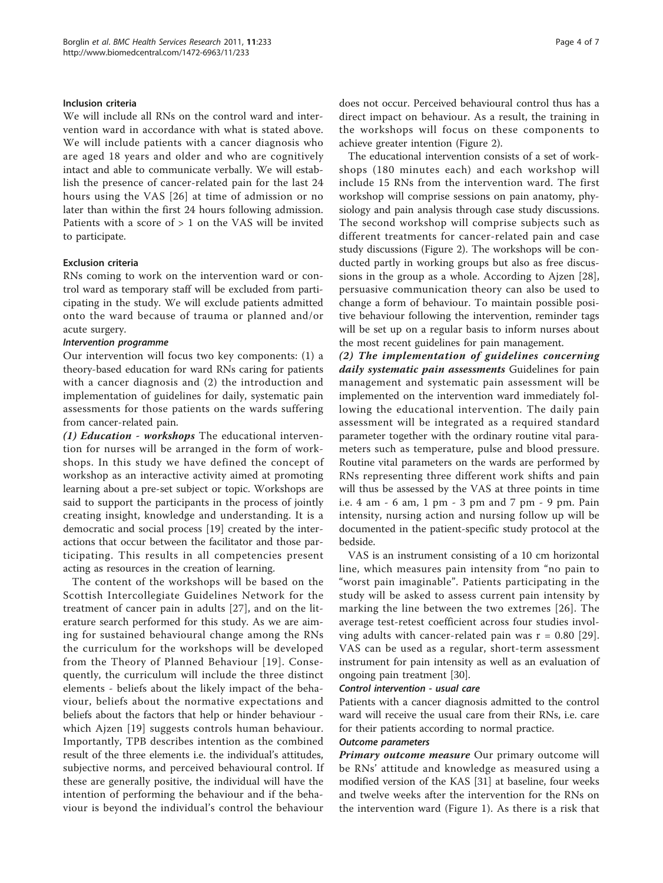#### Inclusion criteria

We will include all RNs on the control ward and intervention ward in accordance with what is stated above. We will include patients with a cancer diagnosis who are aged 18 years and older and who are cognitively intact and able to communicate verbally. We will establish the presence of cancer-related pain for the last 24 hours using the VAS [26] at time of admission or no later than within the first 24 hours following admission. Patients with a score of > 1 on the VAS will be invited to participate.

#### Exclusion criteria

RNs coming to work on the intervention ward or control ward as temporary staff will be excluded from participating in the study. We will exclude patients admitted onto the ward because of trauma or planned and/or acute surgery.

##### *Intervention programme*

Our intervention will focus two key components: (1) a theory-based education for ward RNs caring for patients with a cancer diagnosis and (2) the introduction and implementation of guidelines for daily, systematic pain assessments for those patients on the wards suffering from cancer-related pain.

***(1) Education - workshops*** The educational intervention for nurses will be arranged in the form of workshops. In this study we have defined the concept of workshop as an interactive activity aimed at promoting learning about a pre-set subject or topic. Workshops are said to support the participants in the process of jointly creating insight, knowledge and understanding. It is a democratic and social process [19] created by the interactions that occur between the facilitator and those participating. This results in all competencies present acting as resources in the creation of learning.

The content of the workshops will be based on the Scottish Intercollegiate Guidelines Network for the treatment of cancer pain in adults [27], and on the literature search performed for this study. As we are aiming for sustained behavioural change among the RNs the curriculum for the workshops will be developed from the Theory of Planned Behaviour [19]. Consequently, the curriculum will include the three distinct elements - beliefs about the likely impact of the behaviour, beliefs about the normative expectations and beliefs about the factors that help or hinder behaviour - which Ajzen [19] suggests controls human behaviour. Importantly, TPB describes intention as the combined result of the three elements i.e. the individual's attitudes, subjective norms, and perceived behavioural control. If these are generally positive, the individual will have the intention of performing the behaviour and if the behaviour is beyond the individual's control the behaviour does not occur. Perceived behavioural control thus has a direct impact on behaviour. As a result, the training in the workshops will focus on these components to achieve greater intention (Figure 2).

The educational intervention consists of a set of workshops (180 minutes each) and each workshop will include 15 RNs from the intervention ward. The first workshop will comprise sessions on pain anatomy, physiology and pain analysis through case study discussions. The second workshop will comprise subjects such as different treatments for cancer-related pain and case study discussions (Figure 2). The workshops will be conducted partly in working groups but also as free discussions in the group as a whole. According to Ajzen [28], persuasive communication theory can also be used to change a form of behaviour. To maintain possible positive behaviour following the intervention, reminder tags will be set up on a regular basis to inform nurses about the most recent guidelines for pain management.

***(2) The implementation of guidelines concerning daily systematic pain assessments*** Guidelines for pain management and systematic pain assessment will be implemented on the intervention ward immediately following the educational intervention. The daily pain assessment will be integrated as a required standard parameter together with the ordinary routine vital parameters such as temperature, pulse and blood pressure. Routine vital parameters on the wards are performed by RNs representing three different work shifts and pain will thus be assessed by the VAS at three points in time i.e. 4 am - 6 am, 1 pm - 3 pm and 7 pm - 9 pm. Pain intensity, nursing action and nursing follow up will be documented in the patient-specific study protocol at the bedside.

VAS is an instrument consisting of a 10 cm horizontal line, which measures pain intensity from "no pain to "worst pain imaginable". Patients participating in the study will be asked to assess current pain intensity by marking the line between the two extremes [26]. The average test-retest coefficient across four studies involving adults with cancer-related pain was $r = 0.80$ [29]. VAS can be used as a regular, short-term assessment instrument for pain intensity as well as an evaluation of ongoing pain treatment [30].

##### *Control intervention - usual care*

Patients with a cancer diagnosis admitted to the control ward will receive the usual care from their RNs, i.e. care for their patients according to normal practice.

##### *Outcome parameters*

***Primary outcome measure*** Our primary outcome will be RNs' attitude and knowledge as measured using a modified version of the KAS [31] at baseline, four weeks and twelve weeks after the intervention for the RNs on the intervention ward (Figure 1). As there is a risk that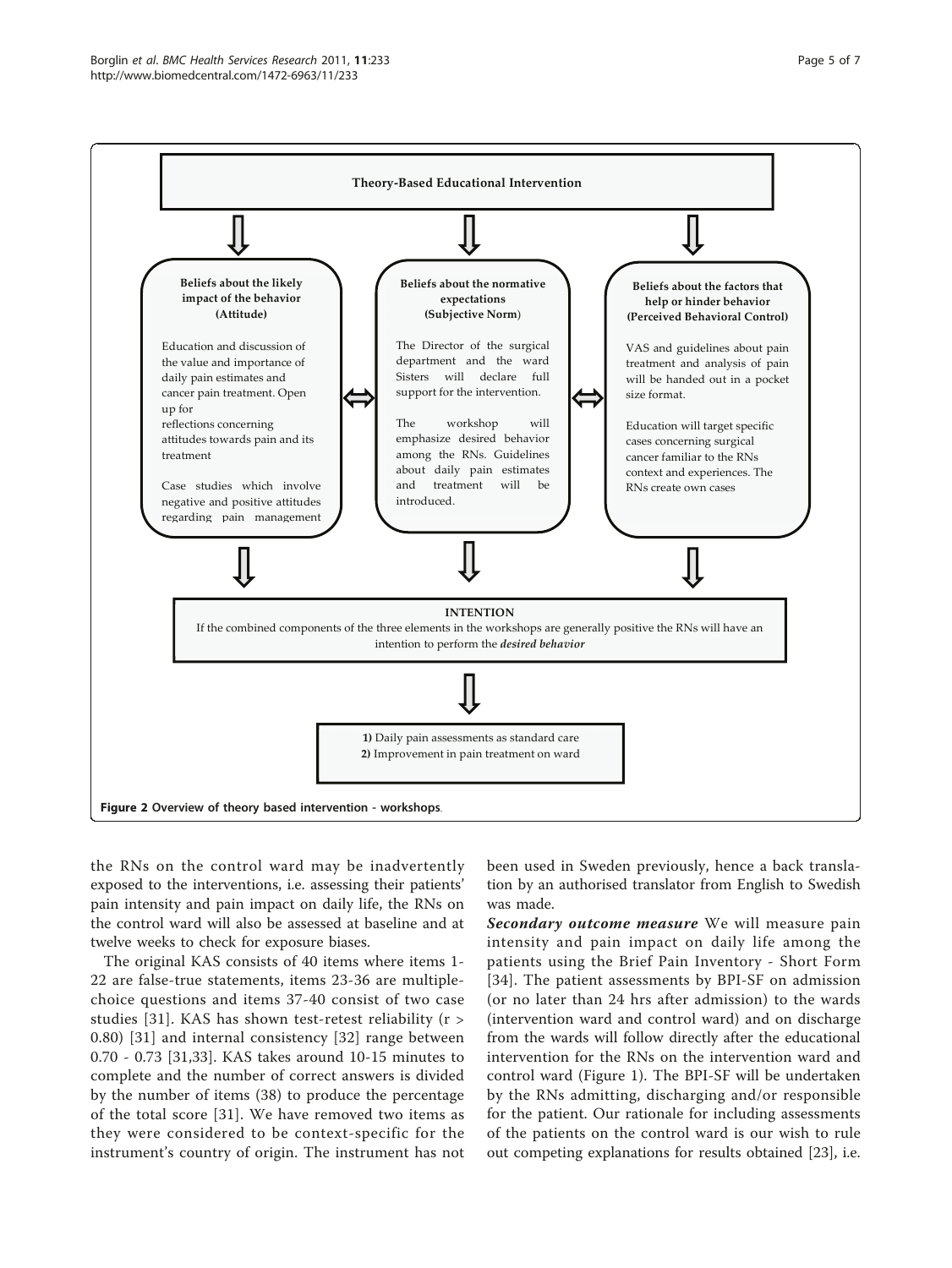**Theory-Based Educational Intervention**

**Beliefs about the likely impact of the behavior (Attitude)**

Education and discussion of the value and importance of daily pain estimates and cancer pain treatment. Open up for reflections concerning attitudes towards pain and its treatment

Case studies which involve negative and positive attitudes regarding pain management

**Beliefs about the normative expectations (Subjective Norm)**

The Director of the surgical department and the ward Sisters will declare full support for the intervention.

The workshop will emphasize desired behavior among the RNs. Guidelines about daily pain estimates and treatment will be introduced.

**Beliefs about the factors that help or hinder behavior (Perceived Behavioral Control)**

VAS and guidelines about pain treatment and analysis of pain will be handed out in a pocket size format.

Education will target specific cases concerning surgical cancer familiar to the RNs context and experiences. The RNs create own cases

**INTENTION**

If the combined components of the three elements in the workshops are generally positive the RNs will have an intention to perform the *desired behavior*

**1)** Daily pain assessments as standard care
**2)** Improvement in pain treatment on ward

**Figure 2 Overview of theory based intervention - workshops**.

the RNs on the control ward may be inadvertently exposed to the interventions, i.e. assessing their patients' pain intensity and pain impact on daily life, the RNs on the control ward will also be assessed at baseline and at twelve weeks to check for exposure biases.

The original KAS consists of 40 items where items 1-22 are false-true statements, items 23-36 are multiple-choice questions and items 37-40 consist of two case studies [31]. KAS has shown test-retest reliability (r > 0.80) [31] and internal consistency [32] range between 0.70 - 0.73 [31,33]. KAS takes around 10-15 minutes to complete and the number of correct answers is divided by the number of items (38) to produce the percentage of the total score [31]. We have removed two items as they were considered to be context-specific for the instrument's country of origin. The instrument has not been used in Sweden previously, hence a back translation by an authorised translator from English to Swedish was made.

***Secondary outcome measure*** We will measure pain intensity and pain impact on daily life among the patients using the Brief Pain Inventory - Short Form [34]. The patient assessments by BPI-SF on admission (or no later than 24 hrs after admission) to the wards (intervention ward and control ward) and on discharge from the wards will follow directly after the educational intervention for the RNs on the intervention ward and control ward (Figure 1). The BPI-SF will be undertaken by the RNs admitting, discharging and/or responsible for the patient. Our rationale for including assessments of the patients on the control ward is our wish to rule out competing explanations for results obtained [23], i.e.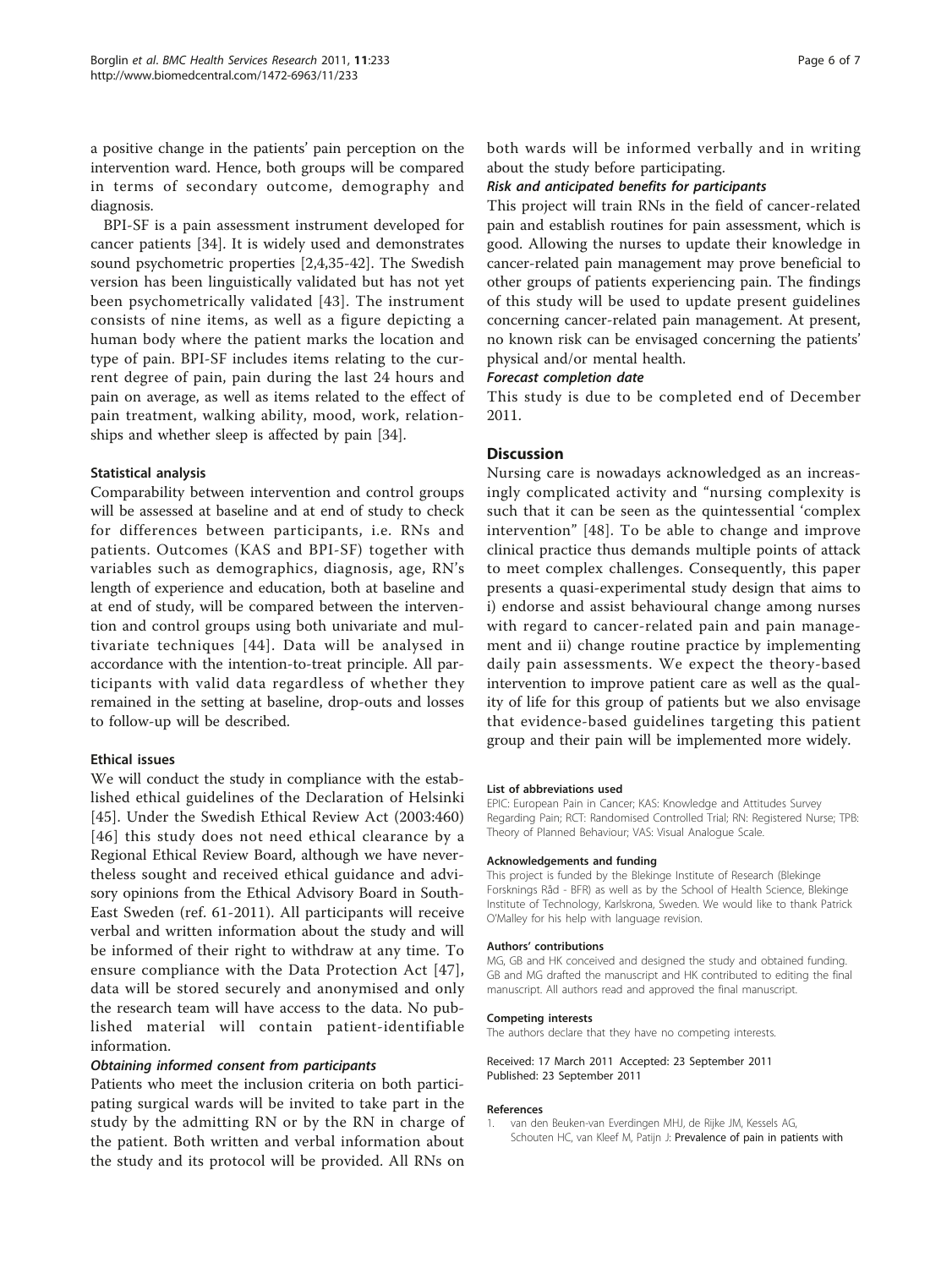a positive change in the patients' pain perception on the intervention ward. Hence, both groups will be compared in terms of secondary outcome, demography and diagnosis.

BPI-SF is a pain assessment instrument developed for cancer patients [34]. It is widely used and demonstrates sound psychometric properties [2,4,35-42]. The Swedish version has been linguistically validated but has not yet been psychometrically validated [43]. The instrument consists of nine items, as well as a figure depicting a human body where the patient marks the location and type of pain. BPI-SF includes items relating to the current degree of pain, pain during the last 24 hours and pain on average, as well as items related to the effect of pain treatment, walking ability, mood, work, relationships and whether sleep is affected by pain [34].

### Statistical analysis

Comparability between intervention and control groups will be assessed at baseline and at end of study to check for differences between participants, i.e. RNs and patients. Outcomes (KAS and BPI-SF) together with variables such as demographics, diagnosis, age, RN's length of experience and education, both at baseline and at end of study, will be compared between the intervention and control groups using both univariate and multivariate techniques [44]. Data will be analysed in accordance with the intention-to-treat principle. All participants with valid data regardless of whether they remained in the setting at baseline, drop-outs and losses to follow-up will be described.

### Ethical issues

We will conduct the study in compliance with the established ethical guidelines of the Declaration of Helsinki [45]. Under the Swedish Ethical Review Act (2003:460) [46] this study does not need ethical clearance by a Regional Ethical Review Board, although we have nevertheless sought and received ethical guidance and advisory opinions from the Ethical Advisory Board in South-East Sweden (ref. 61-2011). All participants will receive verbal and written information about the study and will be informed of their right to withdraw at any time. To ensure compliance with the Data Protection Act [47], data will be stored securely and anonymised and only the research team will have access to the data. No published material will contain patient-identifiable information.

#### *Obtaining informed consent from participants*

Patients who meet the inclusion criteria on both participating surgical wards will be invited to take part in the study by the admitting RN or by the RN in charge of the patient. Both written and verbal information about the study and its protocol will be provided. All RNs on both wards will be informed verbally and in writing about the study before participating.

#### *Risk and anticipated benefits for participants*

This project will train RNs in the field of cancer-related pain and establish routines for pain assessment, which is good. Allowing the nurses to update their knowledge in cancer-related pain management may prove beneficial to other groups of patients experiencing pain. The findings of this study will be used to update present guidelines concerning cancer-related pain management. At present, no known risk can be envisaged concerning the patients' physical and/or mental health.

#### *Forecast completion date*

This study is due to be completed end of December 2011.

## Discussion

Nursing care is nowadays acknowledged as an increasingly complicated activity and "nursing complexity is such that it can be seen as the quintessential 'complex intervention" [48]. To be able to change and improve clinical practice thus demands multiple points of attack to meet complex challenges. Consequently, this paper presents a quasi-experimental study design that aims to i) endorse and assist behavioural change among nurses with regard to cancer-related pain and pain management and ii) change routine practice by implementing daily pain assessments. We expect the theory-based intervention to improve patient care as well as the quality of life for this group of patients but we also envisage that evidence-based guidelines targeting this patient group and their pain will be implemented more widely.

#### List of abbreviations used

EPIC: European Pain in Cancer; KAS: Knowledge and Attitudes Survey Regarding Pain; RCT: Randomised Controlled Trial; RN: Registered Nurse; TPB: Theory of Planned Behaviour; VAS: Visual Analogue Scale.

#### Acknowledgements and funding

This project is funded by the Blekinge Institute of Research (Blekinge Forsknings Råd - BFR) as well as by the School of Health Science, Blekinge Institute of Technology, Karlskrona, Sweden. We would like to thank Patrick O'Malley for his help with language revision.

#### Authors' contributions

MG, GB and HK conceived and designed the study and obtained funding. GB and MG drafted the manuscript and HK contributed to editing the final manuscript. All authors read and approved the final manuscript.

#### Competing interests

The authors declare that they have no competing interests.

Received: 17 March 2011 Accepted: 23 September 2011
Published: 23 September 2011

#### References

1. van den Beuken-van Everdingen MHJ, de Rijke JM, Kessels AG, Schouten HC, van Kleef M, Patijn J: Prevalence of pain in patients with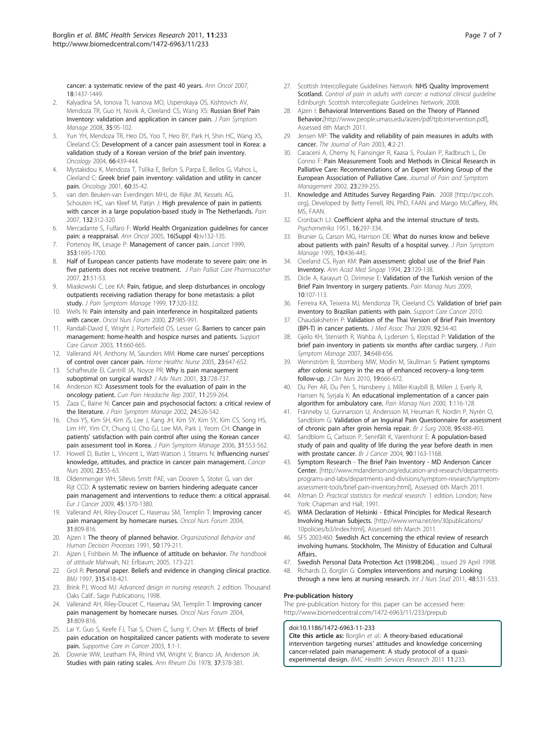cancer: a systematic review of the past 40 years. *Ann Oncol* 2007, 18:1437-1449.

2. Kalyadina SA, Ionova TI, Ivanova MO, Uspenskaya OS, Kishtovich AV, Mendoza TR, Guo H, Novik A, Cleeland CS, Wang XS: **Russian Brief Pain Inventory: validation and application in cancer pain.** *J Pain Symptom Manage* 2008, 35:95-102.
3. Yun YH, Mendoza TR, Heo DS, Yoo T, Heo BY, Park H, Shin HC, Wang XS, Cleeland CS: **Development of a cancer pain assessment tool in Korea: a validation study of a Korean version of the brief pain inventory.** *Oncology* 2004, 66:439-444.
4. Mystakidou K, Mendoza T, Tsilika E, Befon S, Parpa E, Bellos G, Vlahos L, Cleeland C: **Greek brief pain inventory: validation and utility in cancer pain.** *Oncology* 2001, 60:35-42.
5. van den Beuken-van Everdingen MHJ, de Rijke JM, Kessels AG, Schouten HC, van Kleef M, Patijn J: **High prevalence of pain in patients with cancer in a large population-based study in The Netherlands.** *Pain* 2007, 132:312-320.
6. Mercadante S, Fulfaro F: **World Health Organization guidelines for cancer pain: a reappraisal.** *Ann Oncol* 2005, 16(Suppl 4):iv132-135.
7. Portenoy RK, Lesage P: **Management of cancer pain.** *Lancet* 1999, 353:1695-1700.
8. **Half of European cancer patients have moderate to severe pain: one in five patients does not receive treatment.** *J Pain Palliat Care Pharmacother* 2007, 21:51-53.
9. Miaskowski C, Lee KA: **Pain, fatigue, and sleep disturbances in oncology outpatients receiving radiation therapy for bone metastasis: a pilot study.** *J Pain Symptom Manage* 1999, 17:320-332.
10. Wells N: **Pain intensity and pain interference in hospitalized patients with cancer.** *Oncol Nurs Forum* 2000, 27:985-991.
11. Randall-David E, Wright J, Porterfield DS, Lesser G: **Barriers to cancer pain management: home-health and hospice nurses and patients.** *Support Care Cancer* 2003, 11:660-665.
12. Vallerand AH, Anthony M, Saunders MM: **Home care nurses' perceptions of control over cancer pain.** *Home Healthc Nurse* 2005, 23:647-652.
13. Schafheutle EI, Cantrill JA, Noyce PR: **Why is pain management suboptimal on surgical wards?** *J Adv Nurs* 2001, 33:728-737.
14. Anderson KO: **Assessment tools for the evaluation of pain in the oncology patient.** *Curr Pain Headache Rep* 2007, 11:259-264.
15. Zaza C, Baine N: **Cancer pain and psychosocial factors: a critical review of the literature.** *J Pain Symptom Manage* 2002, 24:526-542.
16. Choi YS, Kim SH, Kim JS, Lee J, Kang JH, Kim SY, Kim SY, Kim CS, Song HS, Lim HY, Yim CY, Chung IJ, Cho GJ, Lee MA, Park J, Yeom CH: **Change in patients' satisfaction with pain control after using the Korean cancer pain assessment tool in Korea.** *J Pain Symptom Manage* 2006, 31:553-562.
17. Howell D, Butler L, Vincent L, Watt-Watson J, Stearns N: **Influencing nurses' knowledge, attitudes, and practice in cancer pain management.** *Cancer Nurs* 2000, 23:55-63.
18. Oldenmenger WH, Sillevis Smitt PAE, van Dooren S, Stoter G, van der Rijt CCD: **A systematic review on barriers hindering adequate cancer pain management and interventions to reduce them: a critical appraisal.** *Eur J Cancer* 2009, 45:1370-1380.
19. Vallerand AH, Riley-Doucet C, Hasenau SM, Templin T: **Improving cancer pain management by homecare nurses.** *Oncol Nurs Forum* 2004, 31:809-816.
20. Ajzen I: **The theory of planned behavior.** *Organizational Behavior and Human Decision Processes* 1991, 50:179-211.
21. Ajzen I, Fishbein M: **The influence of attitude on behavior.** *The handbook of attitude* Mahwah, NJ: Erlbaum; 2005, 173-221.
22. Grol R: **Personal paper. Beliefs and evidence in changing clinical practice.** *BMJ* 1997, 315:418-421.
23. Brink PJ, Wood MJ: *Advanced design in nursing research.* 2 edition. Thousand Oaks Calif.: Sage Publications; 1998.
24. Vallerand AH, Riley-Doucet C, Hasenau SM, Templin T: **Improving cancer pain management by homecare nurses.** *Oncol Nurs Forum* 2004, 31:809-816.
25. Lai YF, Guo S, Keefe FJ, Tsai S, Chien C, Sung Y, Chen M: **Effects of brief pain education on hospitalized cancer patients with moderate to severe pain.** *Supportive Care in Cancer* 2003, 1:1-1.
26. Downie WW, Leatham PA, Rhind VM, Wright V, Branco JA, Anderson JA: **Studies with pain rating scales.** *Ann Rheum Dis* 1978, 37:378-381.
27. Scottish Intercollegiate Guidelines Network: **NHS Quality Improvement Scotland.** *Control of pain in adults with cancer: a national clinical guideline* Edinburgh: Scottish Intercollegiate Guidelines Network; 2008.
28. Ajzen I: **Behavioral Interventions Based on the Theory of Planned Behavior.**[http://www.people.umass.edu/aizen/pdf/tpb.intervention.pdf], Assessed 6th March 2011.
29. Jensen MP: **The validity and reliability of pain measures in adults with cancer.** *The Journal of Pain* 2003, 4:2-21.
30. Caraceni A, Cherny N, Fainsinger R, Kaasa S, Poulain P, Radbruch L, De Conno F: **Pain Measurement Tools and Methods in Clinical Research in Palliative Care: Recommendations of an Expert Working Group of the European Association of Palliative Care.** *Journal of Pain and Symptom Management* 2002, 23:239-255.
31. **Knowledge and Attitudes Survey Regarding Pain.** 2008 [http://prc.coh.org], Developed by Betty Ferrell, RN, PhD, FAAN and Margo McCaffery, RN, MS, FAAN.
32. Cronbach LJ: **Coefficient alpha and the internal structure of tests.** *Psychometrika* 1951, 16:297-334.
33. Brunier G, Carson MG, Harrison DE: **What do nurses know and believe about patients with pain? Results of a hospital survey.** *J Pain Symptom Manage* 1995, 10:436-445.
34. Cleeland CS, Ryan KM: **Pain assessment: global use of the Brief Pain Inventory.** *Ann Acad Med Singap* 1994, 23:129-138.
35. Dicle A, Karayurt O, Dirimese E: **Validation of the Turkish version of the Brief Pain Inventory in surgery patients.** *Pain Manag Nurs* 2009, 10:107-113.
36. Ferreira KA, Teixeira MJ, Mendonza TR, Cleeland CS: **Validation of brief pain inventory to Brazilian patients with pain.** *Support Care Cancer* 2010.
37. Chaudakshetrin P: **Validation of the Thai Version of Brief Pain Inventory (BPI-T) in cancer patients.** *J Med Assoc Thai* 2009, 92:34-40.
38. Gjeilo KH, Stenseth R, Wahba A, Lydersen S, Klepstad P: **Validation of the brief pain inventory in patients six months after cardiac surgery.** *J Pain Symptom Manage* 2007, 34:648-656.
39. Wennström B, Stomberg MW, Modin M, Skullman S: **Patient symptoms after colonic surgery in the era of enhanced recovery–a long-term follow-up.** *J Clin Nurs* 2010, 19:666-672.
40. Du Pen AR, Du Pen S, Hansberry J, Miller-Kraybill B, Millen J, Everly R, Hansen N, Syrjala K: **An educational implementation of a cancer pain algorithm for ambulatory care.** *Pain Manag Nurs* 2000, 1:116-128.
41. Fränneby U, Gunnarsson U, Andersson M, Heuman R, Nordin P, Nyrén O, Sandblom G: **Validation of an Inguinal Pain Questionnaire for assessment of chronic pain after groin hernia repair.** *Br J Surg* 2008, 95:488-493.
42. Sandblom G, Carlsson P, Sennfält K, Varenhorst E: **A population-based study of pain and quality of life during the year before death in men with prostate cancer.** *Br J Cancer* 2004, 90:1163-1168.
43. **Symptom Research - The Brief Pain Inventory - MD Anderson Cancer Center.** [http://www.mdanderson.org/education-and-research/departments-programs-and-labs/departments-and-divisions/symptom-research/symptom-assessment-tools/brief-pain-inventory.html], Assessed 6th March 2011.
44. Altman D: *Practical statistics for medical research.* 1 edition. London; New York: Chapman and Hall; 1991.
45. **WMA Declaration of Helsinki - Ethical Principles for Medical Research Involving Human Subjects.** [http://www.wma.net/en/30publications/10policies/b3/index.html], Assessed 6th March 2011.
46. SFS 2003:460: **Swedish Act concerning the ethical review of research involving humans.** Stockholm, The Ministry of Education and Cultural Affairs..
47. **Swedish Personal Data Protection Act (1998:204).** , issued 29 April 1998.
48. Richards D, Borglin G: **Complex interventions and nursing: Looking through a new lens at nursing research.** *Int J Nurs Stud* 2011, 48:531-533.

## Pre-publication history

The pre-publication history for this paper can be accessed here:
http://www.biomedcentral.com/1472-6963/11/233/prepub

doi:10.1186/1472-6963-11-233

**Cite this article as:** Borglin *et al.*: A theory-based educational intervention targeting nurses' attitudes and knowledge concerning cancer-related pain management: A study protocol of a quasi-experimental design. *BMC Health Services Research* 2011 11:233.